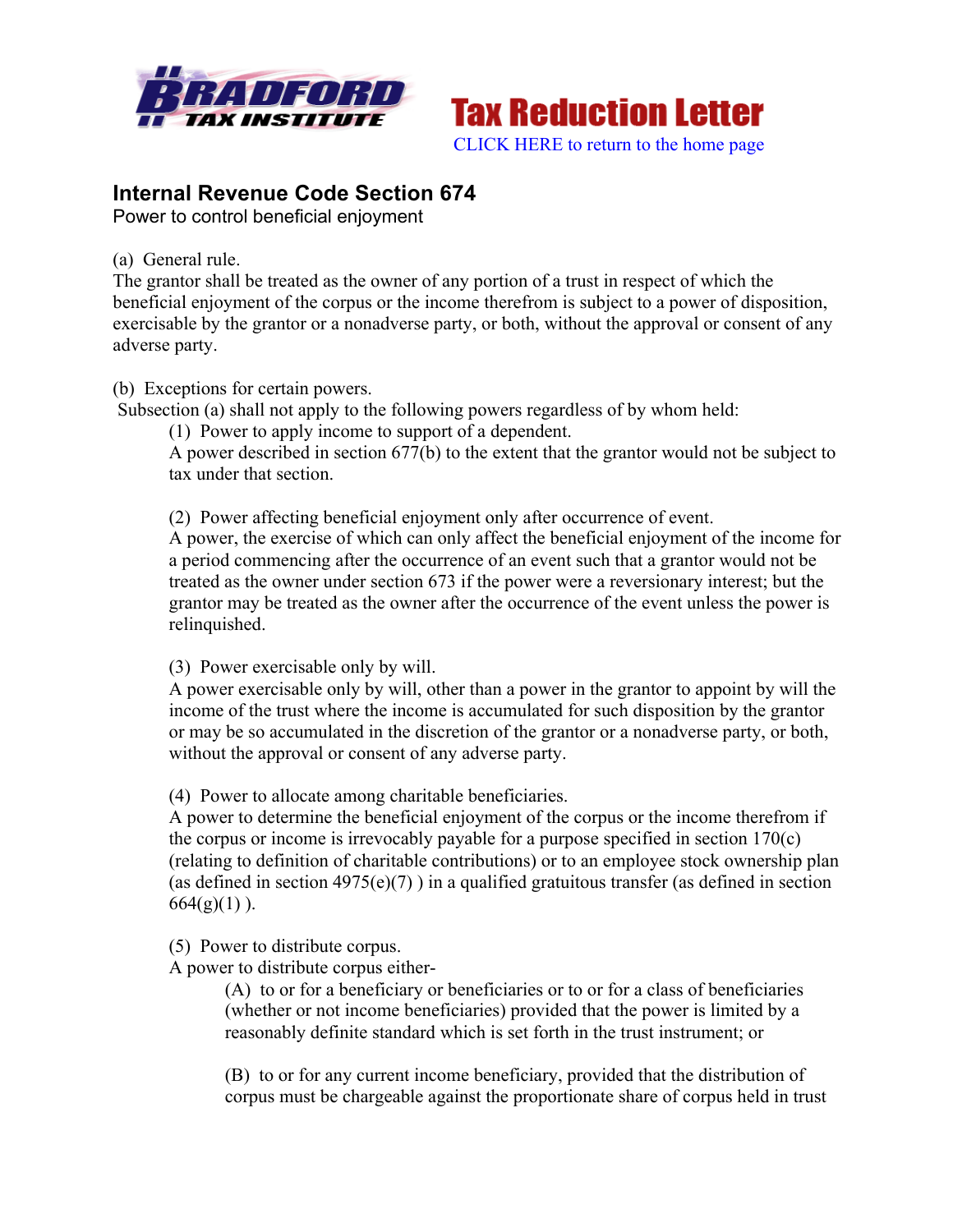Bradford Tax Institute

# Tax Reduction Letter

CLICK HERE to return to the home page

## Internal Revenue Code Section 674

Power to control beneficial enjoyment

(a) General rule.
The grantor shall be treated as the owner of any portion of a trust in respect of which the beneficial enjoyment of the corpus or the income therefrom is subject to a power of disposition, exercisable by the grantor or a nonadverse party, or both, without the approval or consent of any adverse party.

(b) Exceptions for certain powers.
Subsection (a) shall not apply to the following powers regardless of by whom held:

(1) Power to apply income to support of a dependent.
A power described in section 677(b) to the extent that the grantor would not be subject to tax under that section.

(2) Power affecting beneficial enjoyment only after occurrence of event.
A power, the exercise of which can only affect the beneficial enjoyment of the income for a period commencing after the occurrence of an event such that a grantor would not be treated as the owner under section 673 if the power were a reversionary interest; but the grantor may be treated as the owner after the occurrence of the event unless the power is relinquished.

(3) Power exercisable only by will.
A power exercisable only by will, other than a power in the grantor to appoint by will the income of the trust where the income is accumulated for such disposition by the grantor or may be so accumulated in the discretion of the grantor or a nonadverse party, or both, without the approval or consent of any adverse party.

(4) Power to allocate among charitable beneficiaries.
A power to determine the beneficial enjoyment of the corpus or the income therefrom if the corpus or income is irrevocably payable for a purpose specified in section 170(c) (relating to definition of charitable contributions) or to an employee stock ownership plan (as defined in section 4975(e)(7) ) in a qualified gratuitous transfer (as defined in section 664(g)(1) ).

(5) Power to distribute corpus.
A power to distribute corpus either-

(A) to or for a beneficiary or beneficiaries or to or for a class of beneficiaries (whether or not income beneficiaries) provided that the power is limited by a reasonably definite standard which is set forth in the trust instrument; or

(B) to or for any current income beneficiary, provided that the distribution of corpus must be chargeable against the proportionate share of corpus held in trust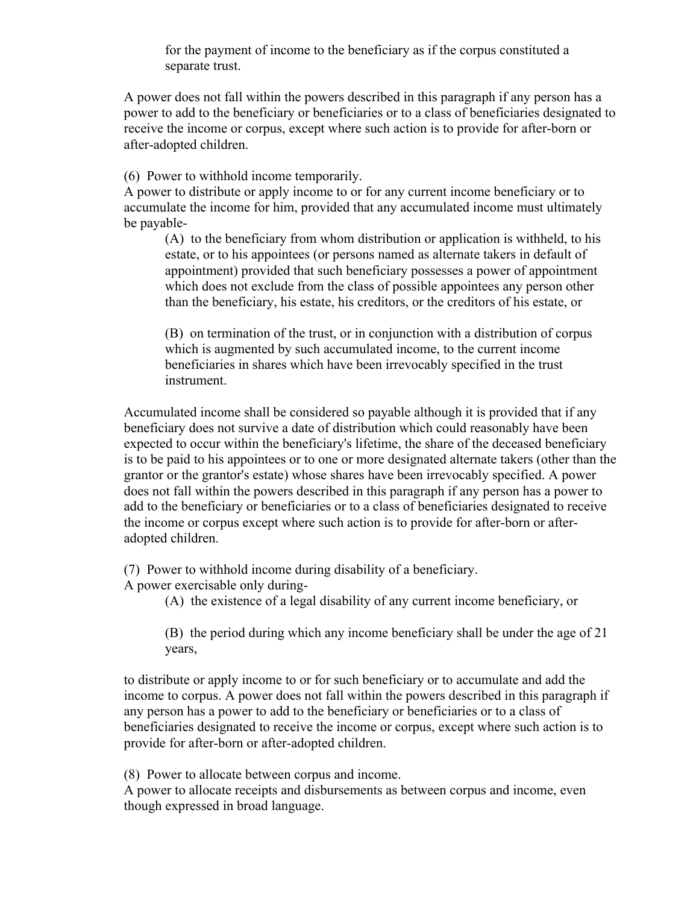for the payment of income to the beneficiary as if the corpus constituted a separate trust.

A power does not fall within the powers described in this paragraph if any person has a power to add to the beneficiary or beneficiaries or to a class of beneficiaries designated to receive the income or corpus, except where such action is to provide for after-born or after-adopted children.

(6) Power to withhold income temporarily.
A power to distribute or apply income to or for any current income beneficiary or to accumulate the income for him, provided that any accumulated income must ultimately be payable-

> (A) to the beneficiary from whom distribution or application is withheld, to his estate, or to his appointees (or persons named as alternate takers in default of appointment) provided that such beneficiary possesses a power of appointment which does not exclude from the class of possible appointees any person other than the beneficiary, his estate, his creditors, or the creditors of his estate, or
>
> (B) on termination of the trust, or in conjunction with a distribution of corpus which is augmented by such accumulated income, to the current income beneficiaries in shares which have been irrevocably specified in the trust instrument.

Accumulated income shall be considered so payable although it is provided that if any beneficiary does not survive a date of distribution which could reasonably have been expected to occur within the beneficiary's lifetime, the share of the deceased beneficiary is to be paid to his appointees or to one or more designated alternate takers (other than the grantor or the grantor's estate) whose shares have been irrevocably specified. A power does not fall within the powers described in this paragraph if any person has a power to add to the beneficiary or beneficiaries or to a class of beneficiaries designated to receive the income or corpus except where such action is to provide for after-born or after-adopted children.

(7) Power to withhold income during disability of a beneficiary.
A power exercisable only during-

> (A) the existence of a legal disability of any current income beneficiary, or
>
> (B) the period during which any income beneficiary shall be under the age of 21 years,

to distribute or apply income to or for such beneficiary or to accumulate and add the income to corpus. A power does not fall within the powers described in this paragraph if any person has a power to add to the beneficiary or beneficiaries or to a class of beneficiaries designated to receive the income or corpus, except where such action is to provide for after-born or after-adopted children.

(8) Power to allocate between corpus and income.
A power to allocate receipts and disbursements as between corpus and income, even though expressed in broad language.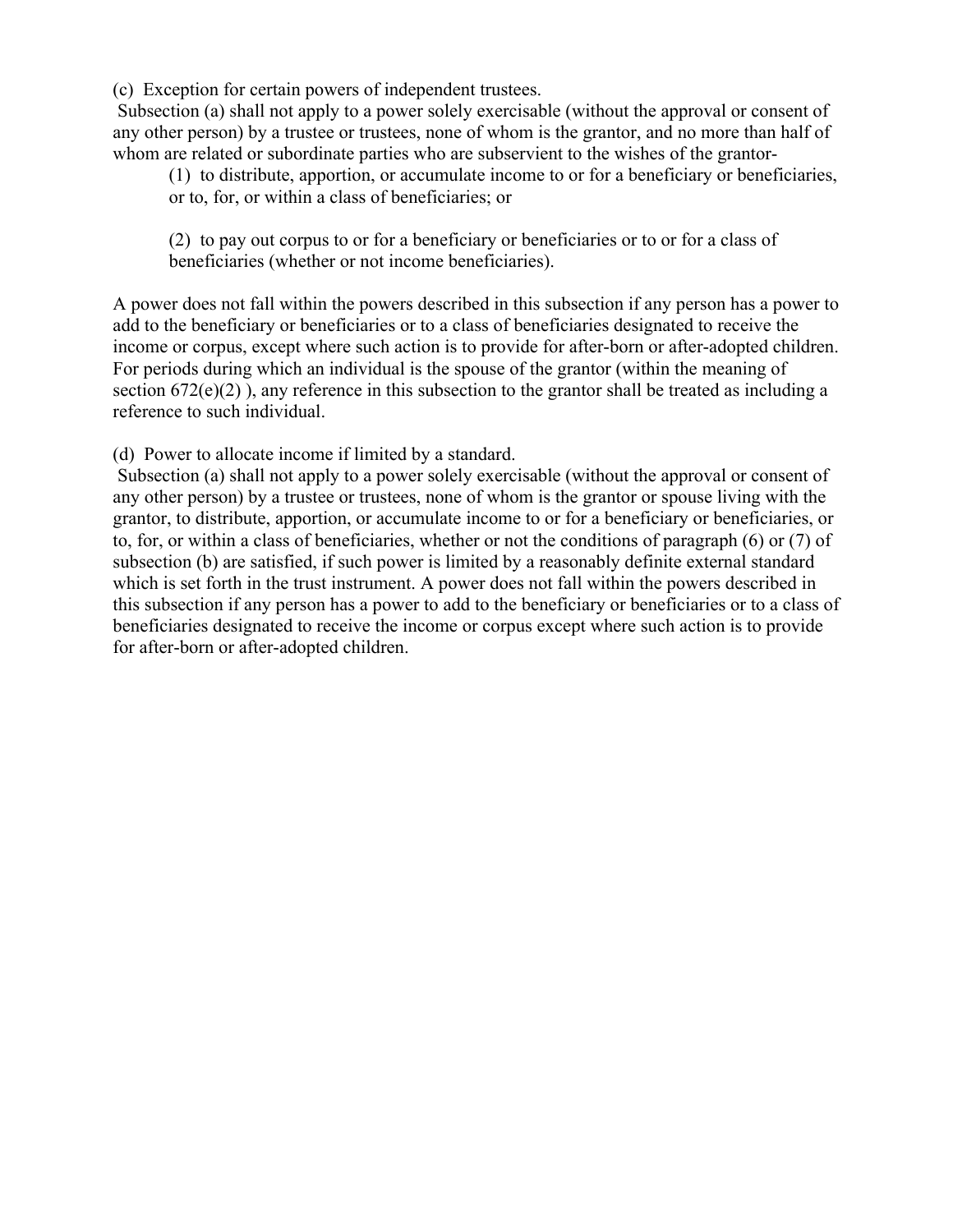(c) Exception for certain powers of independent trustees.

Subsection (a) shall not apply to a power solely exercisable (without the approval or consent of any other person) by a trustee or trustees, none of whom is the grantor, and no more than half of whom are related or subordinate parties who are subservient to the wishes of the grantor-

> (1) to distribute, apportion, or accumulate income to or for a beneficiary or beneficiaries, or to, for, or within a class of beneficiaries; or
>
> (2) to pay out corpus to or for a beneficiary or beneficiaries or to or for a class of beneficiaries (whether or not income beneficiaries).

A power does not fall within the powers described in this subsection if any person has a power to add to the beneficiary or beneficiaries or to a class of beneficiaries designated to receive the income or corpus, except where such action is to provide for after-born or after-adopted children. For periods during which an individual is the spouse of the grantor (within the meaning of section 672(e)(2) ), any reference in this subsection to the grantor shall be treated as including a reference to such individual.

(d) Power to allocate income if limited by a standard.

Subsection (a) shall not apply to a power solely exercisable (without the approval or consent of any other person) by a trustee or trustees, none of whom is the grantor or spouse living with the grantor, to distribute, apportion, or accumulate income to or for a beneficiary or beneficiaries, or to, for, or within a class of beneficiaries, whether or not the conditions of paragraph (6) or (7) of subsection (b) are satisfied, if such power is limited by a reasonably definite external standard which is set forth in the trust instrument. A power does not fall within the powers described in this subsection if any person has a power to add to the beneficiary or beneficiaries or to a class of beneficiaries designated to receive the income or corpus except where such action is to provide for after-born or after-adopted children.